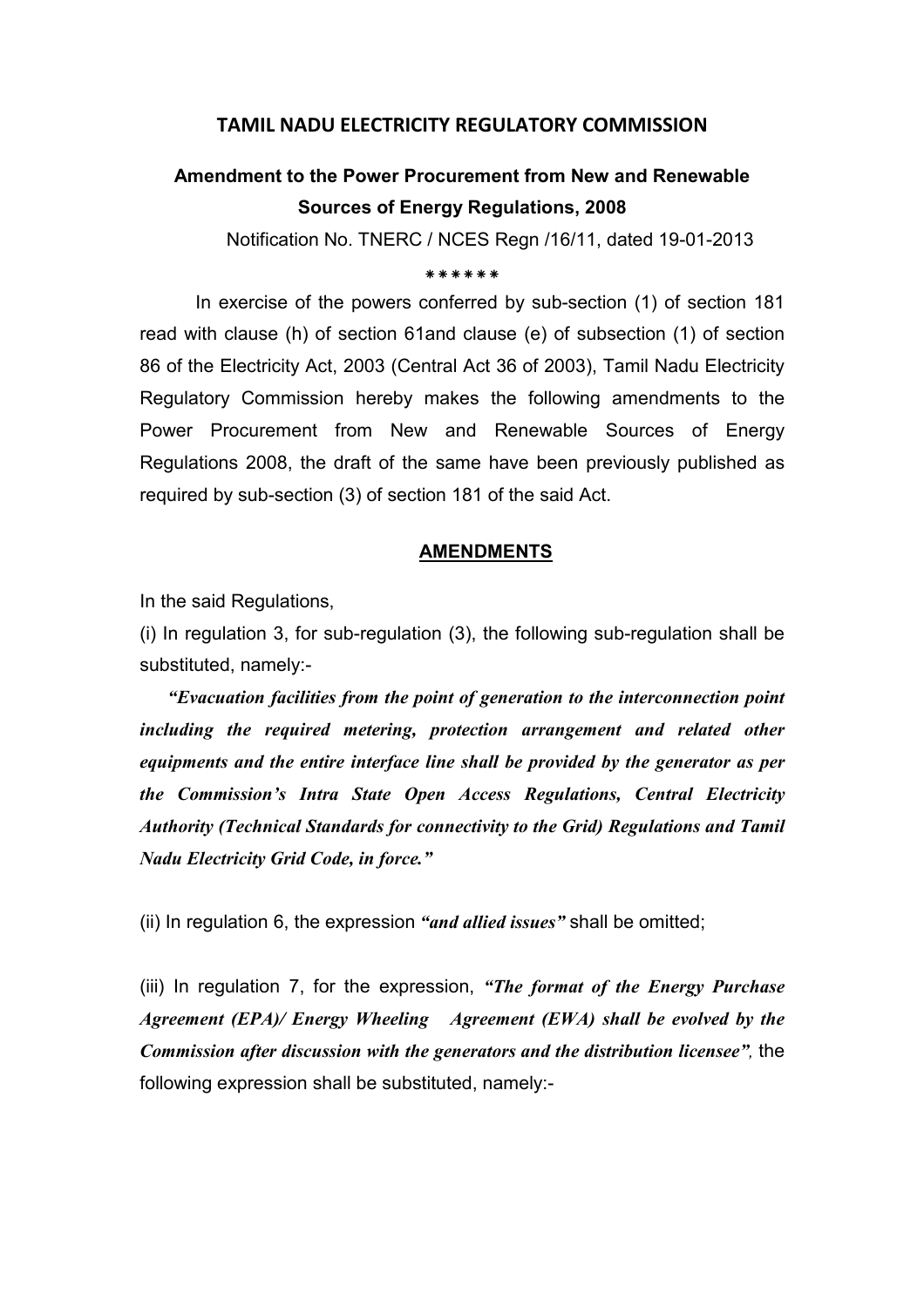# TAMIL NADU ELECTRICITY REGULATORY COMMISSION

## Amendment to the Power Procurement from New and Renewable Sources of Energy Regulations, 2008

Notification No. TNERC / NCES Regn /16/11, dated 19-01-2013

******

In exercise of the powers conferred by sub-section (1) of section 181 read with clause (h) of section 61and clause (e) of subsection (1) of section 86 of the Electricity Act, 2003 (Central Act 36 of 2003), Tamil Nadu Electricity Regulatory Commission hereby makes the following amendments to the Power Procurement from New and Renewable Sources of Energy Regulations 2008, the draft of the same have been previously published as required by sub-section (3) of section 181 of the said Act.

**AMENDMENTS**

In the said Regulations,

(i) In regulation 3, for sub-regulation (3), the following sub-regulation shall be substituted, namely:-

***"Evacuation facilities from the point of generation to the interconnection point including the required metering, protection arrangement and related other equipments and the entire interface line shall be provided by the generator as per the Commission's Intra State Open Access Regulations, Central Electricity Authority (Technical Standards for connectivity to the Grid) Regulations and Tamil Nadu Electricity Grid Code, in force."***

(ii) In regulation 6, the expression ***"and allied issues"*** shall be omitted;

(iii) In regulation 7, for the expression, ***"The format of the Energy Purchase Agreement (EPA)/ Energy Wheeling Agreement (EWA) shall be evolved by the Commission after discussion with the generators and the distribution licensee",*** the following expression shall be substituted, namely:-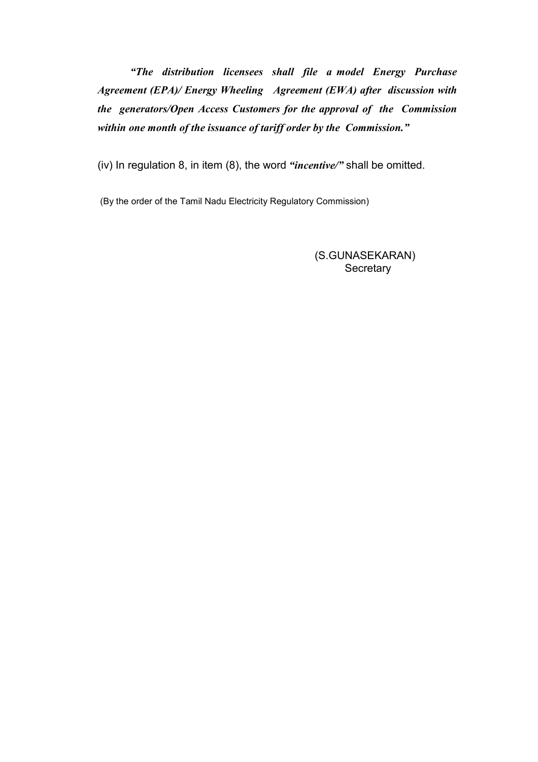***"The distribution licensees shall file a model Energy Purchase Agreement (EPA)/ Energy Wheeling Agreement (EWA) after discussion with the generators/Open Access Customers for the approval of the Commission within one month of the issuance of tariff order by the Commission."***

(iv) In regulation 8, in item (8), the word ***"incentive/"*** shall be omitted.

(By the order of the Tamil Nadu Electricity Regulatory Commission)

(S.GUNASEKARAN)
Secretary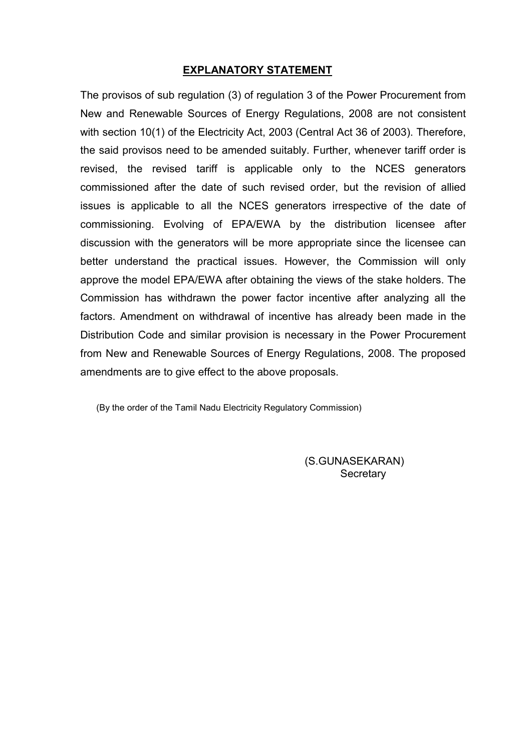## EXPLANATORY STATEMENT

The provisos of sub regulation (3) of regulation 3 of the Power Procurement from New and Renewable Sources of Energy Regulations, 2008 are not consistent with section 10(1) of the Electricity Act, 2003 (Central Act 36 of 2003). Therefore, the said provisos need to be amended suitably. Further, whenever tariff order is revised, the revised tariff is applicable only to the NCES generators commissioned after the date of such revised order, but the revision of allied issues is applicable to all the NCES generators irrespective of the date of commissioning. Evolving of EPA/EWA by the distribution licensee after discussion with the generators will be more appropriate since the licensee can better understand the practical issues. However, the Commission will only approve the model EPA/EWA after obtaining the views of the stake holders. The Commission has withdrawn the power factor incentive after analyzing all the factors. Amendment on withdrawal of incentive has already been made in the Distribution Code and similar provision is necessary in the Power Procurement from New and Renewable Sources of Energy Regulations, 2008. The proposed amendments are to give effect to the above proposals.

(By the order of the Tamil Nadu Electricity Regulatory Commission)

(S.GUNASEKARAN)
Secretary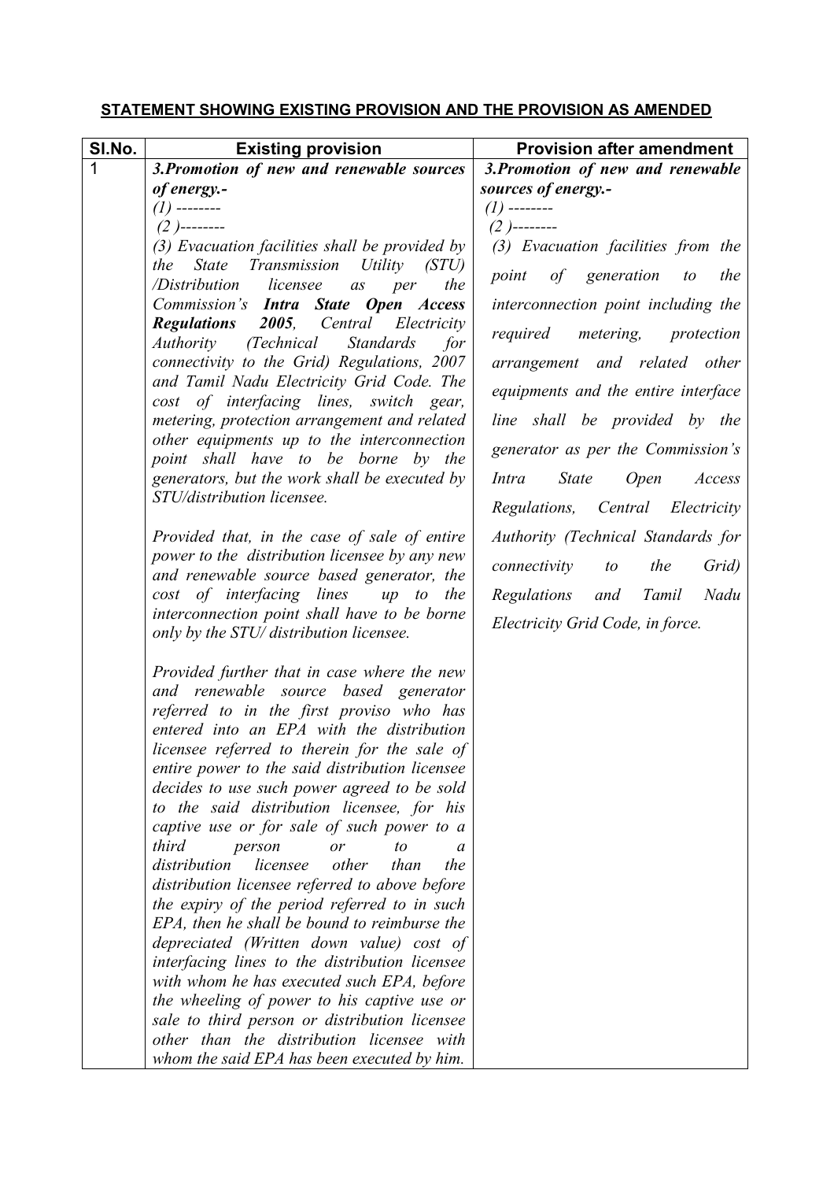## STATEMENT SHOWING EXISTING PROVISION AND THE PROVISION AS AMENDED

| Sl.No. | Existing provision | Provision after amendment |
|---|---|---|
| 1 | ***3.Promotion of new and renewable sources of energy.-*** <br> *(1) --------* <br> *(2 )--------* <br> *(3) Evacuation facilities shall be provided by the State Transmission Utility (STU) /Distribution licensee as per the Commission's **Intra State Open Access Regulations 2005**, Central Electricity Authority (Technical Standards for connectivity to the Grid) Regulations, 2007 and Tamil Nadu Electricity Grid Code. The cost of interfacing lines, switch gear, metering, protection arrangement and related other equipments up to the interconnection point shall have to be borne by the generators, but the work shall be executed by STU/distribution licensee.* <br><br> *Provided that, in the case of sale of entire power to the distribution licensee by any new and renewable source based generator, the cost of interfacing lines up to the interconnection point shall have to be borne only by the STU/ distribution licensee.* <br><br> *Provided further that in case where the new and renewable source based generator referred to in the first proviso who has entered into an EPA with the distribution licensee referred to therein for the sale of entire power to the said distribution licensee decides to use such power agreed to be sold to the said distribution licensee, for his captive use or for sale of such power to a third person or to a distribution licensee other than the distribution licensee referred to above before the expiry of the period referred to in such EPA, then he shall be bound to reimburse the depreciated (Written down value) cost of interfacing lines to the distribution licensee with whom he has executed such EPA, before the wheeling of power to his captive use or sale to third person or distribution licensee other than the distribution licensee with whom the said EPA has been executed by him.* | ***3.Promotion of new and renewable sources of energy.-*** <br> *(1) --------* <br> *(2 )--------* <br> *(3) Evacuation facilities from the point of generation to the interconnection point including the required metering, protection arrangement and related other equipments and the entire interface line shall be provided by the generator as per the Commission's Intra State Open Access Regulations, Central Electricity Authority (Technical Standards for connectivity to the Grid) Regulations and Tamil Nadu Electricity Grid Code, in force.* |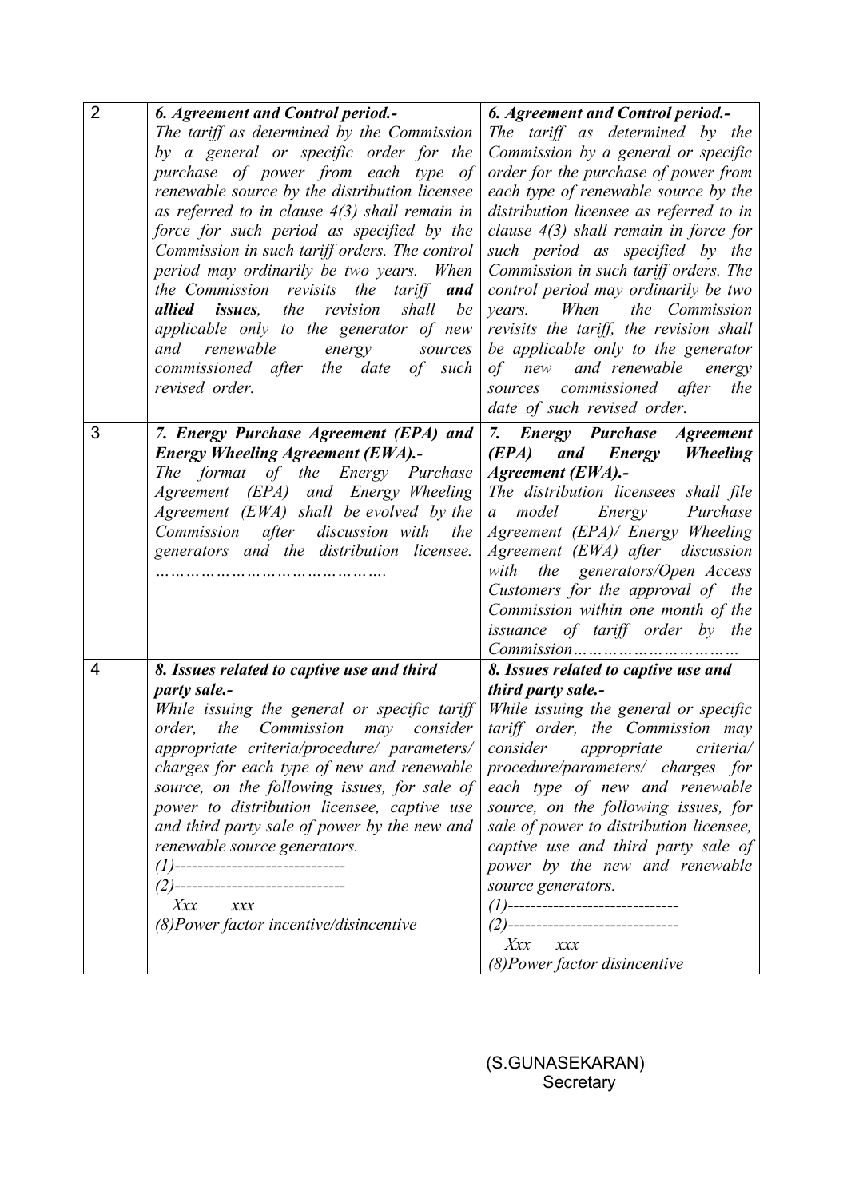| | | |
|---|---|---|
| 2 | ***6. Agreement and Control period.-*** *The tariff as determined by the Commission by a general or specific order for the purchase of power from each type of renewable source by the distribution licensee as referred to in clause 4(3) shall remain in force for such period as specified by the Commission in such tariff orders. The control period may ordinarily be two years. When the Commission revisits the tariff* ***and allied issues****, the revision shall be applicable only to the generator of new and renewable energy sources commissioned after the date of such revised order.* | ***6. Agreement and Control period.-*** *The tariff as determined by the Commission by a general or specific order for the purchase of power from each type of renewable source by the distribution licensee as referred to in clause 4(3) shall remain in force for such period as specified by the Commission in such tariff orders. The control period may ordinarily be two years. When the Commission revisits the tariff, the revision shall be applicable only to the generator of new and renewable energy sources commissioned after the date of such revised order.* |
| 3 | ***7. Energy Purchase Agreement (EPA) and Energy Wheeling Agreement (EWA).-*** *The format of the Energy Purchase Agreement (EPA) and Energy Wheeling Agreement (EWA) shall be evolved by the Commission after discussion with the generators and the distribution licensee. ………………………………….* | ***7. Energy Purchase Agreement (EPA) and Energy Wheeling Agreement (EWA).-*** *The distribution licensees shall file a model Energy Purchase Agreement (EPA)/ Energy Wheeling Agreement (EWA) after discussion with the generators/Open Access Customers for the approval of the Commission within one month of the issuance of tariff order by the Commission…………………………* |
| 4 | ***8. Issues related to captive use and third party sale.-*** *While issuing the general or specific tariff order, the Commission may consider appropriate criteria/procedure/ parameters/ charges for each type of new and renewable source, on the following issues, for sale of power to distribution licensee, captive use and third party sale of power by the new and renewable source generators.* *(1)-----------------------------* *(2)------------------------------* *Xxx xxx* *(8)Power factor incentive/disincentive* | ***8. Issues related to captive use and third party sale.-*** *While issuing the general or specific tariff order, the Commission may consider appropriate criteria/ procedure/parameters/ charges for each type of new and renewable source, on the following issues, for sale of power to distribution licensee, captive use and third party sale of power by the new and renewable source generators.* *(1)------------------------------* *(2)------------------------------* *Xxx xxx* *(8)Power factor disincentive* |

(S.GUNASEKARAN)
Secretary